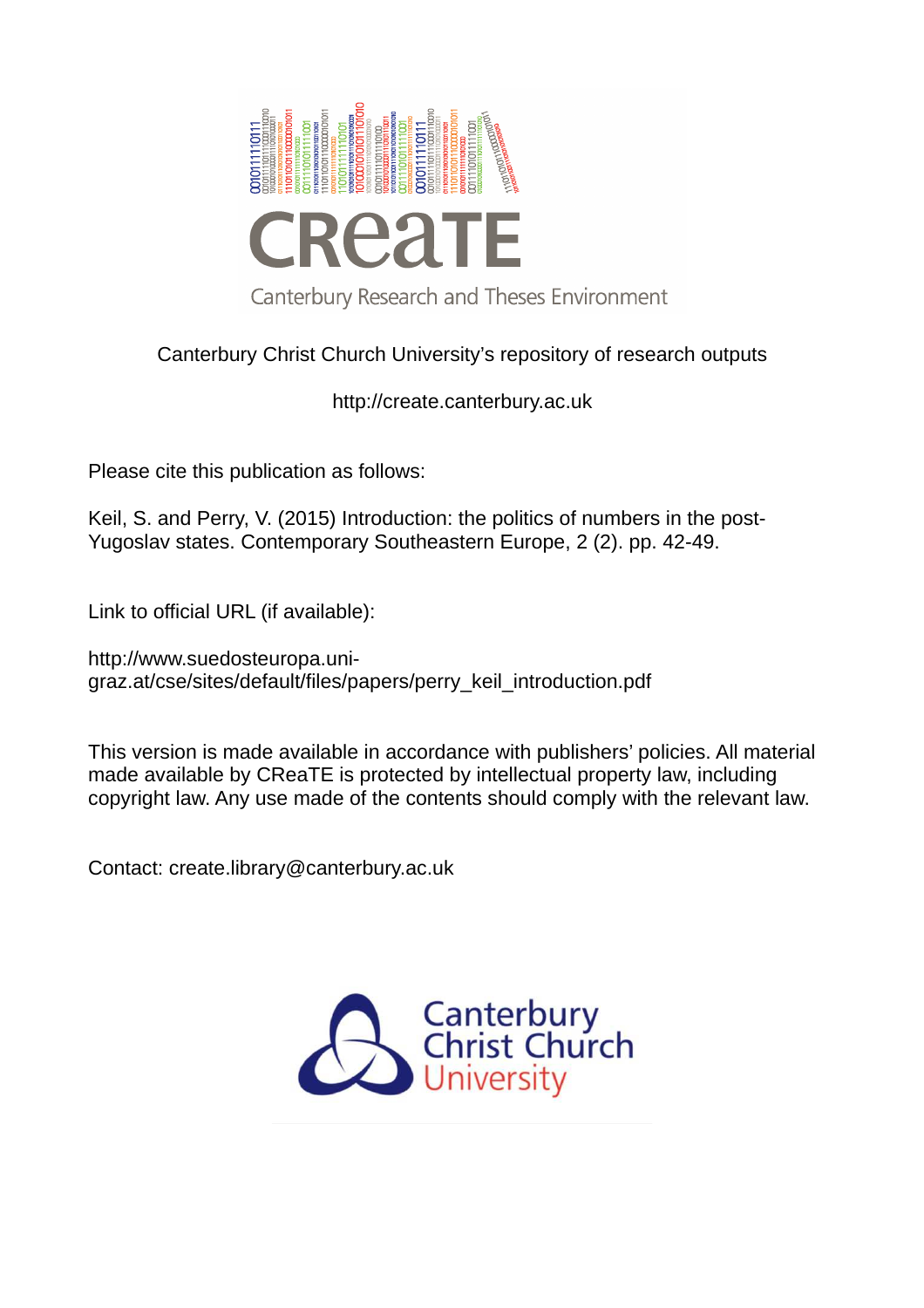CReaTE

Canterbury Research and Theses Environment

Canterbury Christ Church University's repository of research outputs

http://create.canterbury.ac.uk

Please cite this publication as follows:

Keil, S. and Perry, V. (2015) Introduction: the politics of numbers in the post-Yugoslav states. Contemporary Southeastern Europe, 2 (2). pp. 42-49.

Link to official URL (if available):

http://www.suedosteuropa.uni-graz.at/cse/sites/default/files/papers/perry_keil_introduction.pdf

This version is made available in accordance with publishers' policies. All material made available by CReaTE is protected by intellectual property law, including copyright law. Any use made of the contents should comply with the relevant law.

Contact: create.library@canterbury.ac.uk

Canterbury Christ Church University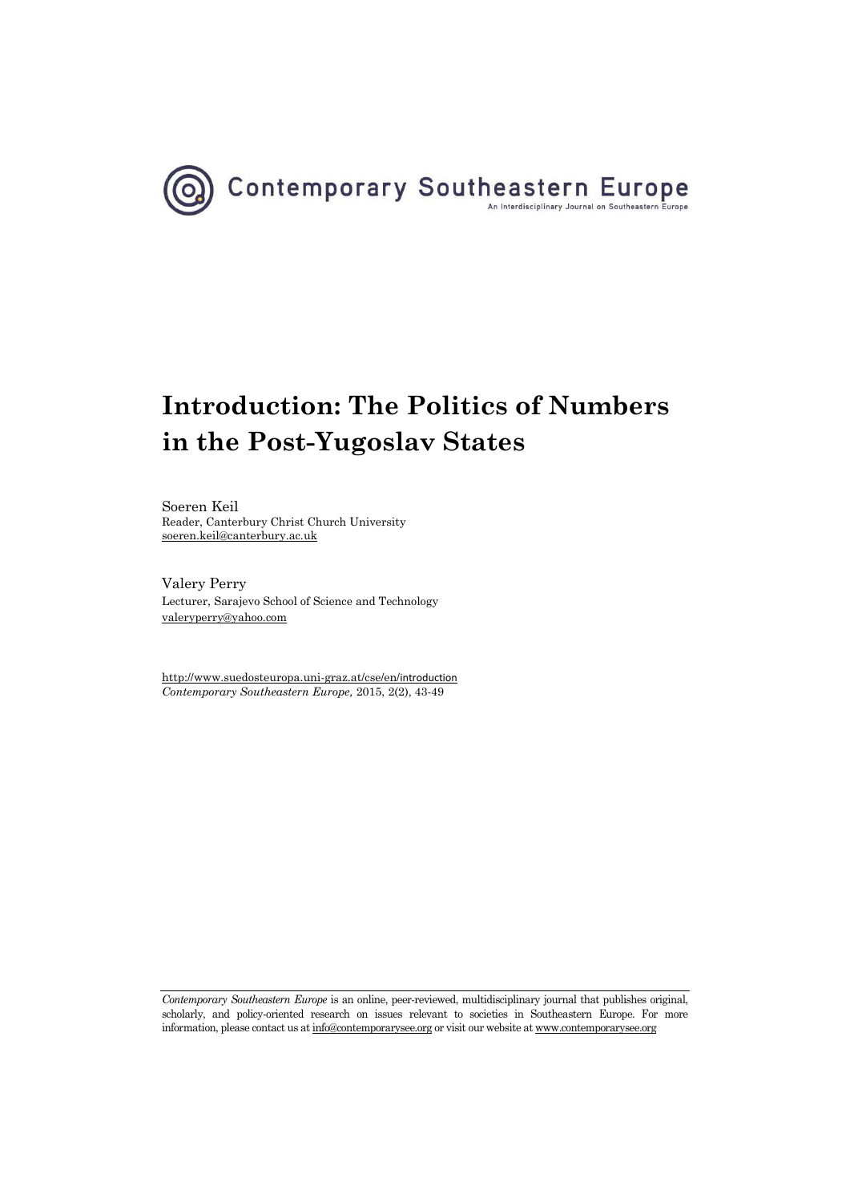Contemporary Southeastern Europe

An Interdisciplinary Journal on Southeastern Europe

# Introduction: The Politics of Numbers in the Post-Yugoslav States

Soeren Keil
Reader, Canterbury Christ Church University
soeren.keil@canterbury.ac.uk

Valery Perry
Lecturer, Sarajevo School of Science and Technology
valeryperry@yahoo.com

http://www.suedosteuropa.uni-graz.at/cse/en/introduction
*Contemporary Southeastern Europe,* 2015, 2(2), 43-49

---

*Contemporary Southeastern Europe* is an online, peer-reviewed, multidisciplinary journal that publishes original, scholarly, and policy-oriented research on issues relevant to societies in Southeastern Europe. For more information, please contact us at info@contemporarysee.org or visit our website at www.contemporarysee.org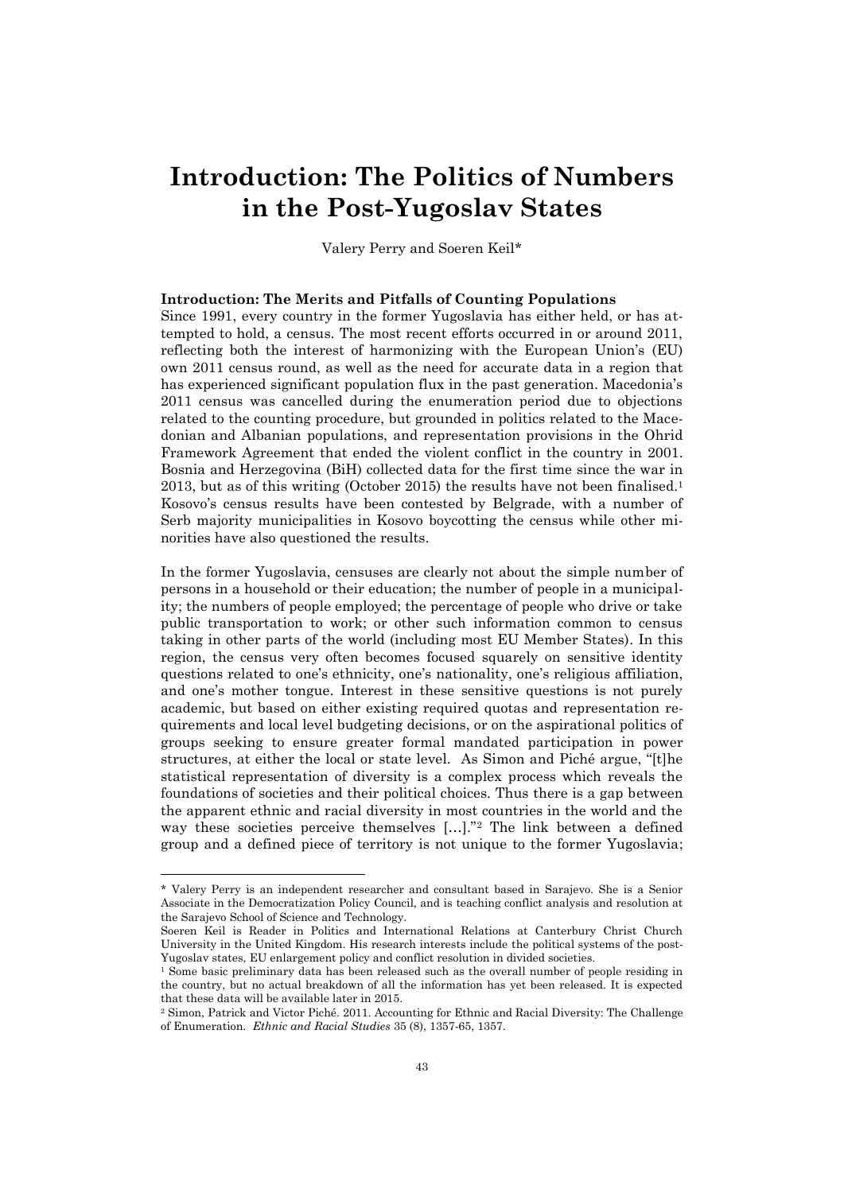# Introduction: The Politics of Numbers in the Post-Yugoslav States

Valery Perry and Soeren Keil*

### Introduction: The Merits and Pitfalls of Counting Populations

Since 1991, every country in the former Yugoslavia has either held, or has attempted to hold, a census. The most recent efforts occurred in or around 2011, reflecting both the interest of harmonizing with the European Union's (EU) own 2011 census round, as well as the need for accurate data in a region that has experienced significant population flux in the past generation. Macedonia's 2011 census was cancelled during the enumeration period due to objections related to the counting procedure, but grounded in politics related to the Macedonian and Albanian populations, and representation provisions in the Ohrid Framework Agreement that ended the violent conflict in the country in 2001. Bosnia and Herzegovina (BiH) collected data for the first time since the war in 2013, but as of this writing (October 2015) the results have not been finalised.[1] Kosovo's census results have been contested by Belgrade, with a number of Serb majority municipalities in Kosovo boycotting the census while other minorities have also questioned the results.

In the former Yugoslavia, censuses are clearly not about the simple number of persons in a household or their education; the number of people in a municipality; the numbers of people employed; the percentage of people who drive or take public transportation to work; or other such information common to census taking in other parts of the world (including most EU Member States). In this region, the census very often becomes focused squarely on sensitive identity questions related to one's ethnicity, one's nationality, one's religious affiliation, and one's mother tongue. Interest in these sensitive questions is not purely academic, but based on either existing required quotas and representation requirements and local level budgeting decisions, or on the aspirational politics of groups seeking to ensure greater formal mandated participation in power structures, at either the local or state level. As Simon and Piché argue, "[t]he statistical representation of diversity is a complex process which reveals the foundations of societies and their political choices. Thus there is a gap between the apparent ethnic and racial diversity in most countries in the world and the way these societies perceive themselves […]."[2] The link between a defined group and a defined piece of territory is not unique to the former Yugoslavia;

---

\* Valery Perry is an independent researcher and consultant based in Sarajevo. She is a Senior Associate in the Democratization Policy Council, and is teaching conflict analysis and resolution at the Sarajevo School of Science and Technology.

Soeren Keil is Reader in Politics and International Relations at Canterbury Christ Church University in the United Kingdom. His research interests include the political systems of the post-Yugoslav states, EU enlargement policy and conflict resolution in divided societies.

[1] Some basic preliminary data has been released such as the overall number of people residing in the country, but no actual breakdown of all the information has yet been released. It is expected that these data will be available later in 2015.

[2] Simon, Patrick and Victor Piché. 2011. Accounting for Ethnic and Racial Diversity: The Challenge of Enumeration. *Ethnic and Racial Studies* 35 (8), 1357-65, 1357.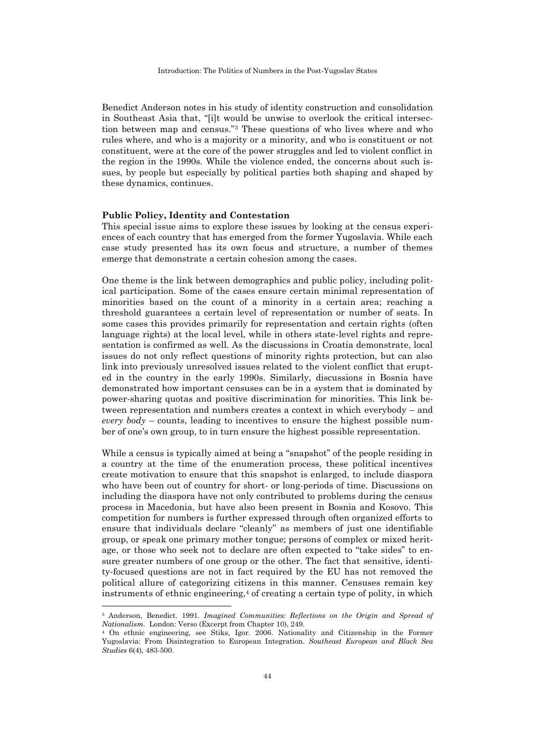Benedict Anderson notes in his study of identity construction and consolidation in Southeast Asia that, "[i]t would be unwise to overlook the critical intersection between map and census."[3] These questions of who lives where and who rules where, and who is a majority or a minority, and who is constituent or not constituent, were at the core of the power struggles and led to violent conflict in the region in the 1990s. While the violence ended, the concerns about such issues, by people but especially by political parties both shaping and shaped by these dynamics, continues.

### Public Policy, Identity and Contestation

This special issue aims to explore these issues by looking at the census experiences of each country that has emerged from the former Yugoslavia. While each case study presented has its own focus and structure, a number of themes emerge that demonstrate a certain cohesion among the cases.

One theme is the link between demographics and public policy, including political participation. Some of the cases ensure certain minimal representation of minorities based on the count of a minority in a certain area; reaching a threshold guarantees a certain level of representation or number of seats. In some cases this provides primarily for representation and certain rights (often language rights) at the local level, while in others state-level rights and representation is confirmed as well. As the discussions in Croatia demonstrate, local issues do not only reflect questions of minority rights protection, but can also link into previously unresolved issues related to the violent conflict that erupted in the country in the early 1990s. Similarly, discussions in Bosnia have demonstrated how important censuses can be in a system that is dominated by power-sharing quotas and positive discrimination for minorities. This link between representation and numbers creates a context in which everybody – and *every body* – counts, leading to incentives to ensure the highest possible number of one's own group, to in turn ensure the highest possible representation.

While a census is typically aimed at being a "snapshot" of the people residing in a country at the time of the enumeration process, these political incentives create motivation to ensure that this snapshot is enlarged, to include diaspora who have been out of country for short- or long-periods of time. Discussions on including the diaspora have not only contributed to problems during the census process in Macedonia, but have also been present in Bosnia and Kosovo. This competition for numbers is further expressed through often organized efforts to ensure that individuals declare "cleanly" as members of just one identifiable group, or speak one primary mother tongue; persons of complex or mixed heritage, or those who seek not to declare are often expected to "take sides" to ensure greater numbers of one group or the other. The fact that sensitive, identity-focused questions are not in fact required by the EU has not removed the political allure of categorizing citizens in this manner. Censuses remain key instruments of ethnic engineering,[4] of creating a certain type of polity, in which

---

[3] Anderson, Benedict. 1991. *Imagined Communities: Reflections on the Origin and Spread of Nationalism*. London: Verso (Excerpt from Chapter 10), 249.

[4] On ethnic engineering, see Stiks, Igor. 2006. Nationality and Citizenship in the Former Yugoslavia: From Disintegration to European Integration. *Southeast European and Black Sea Studies* 6(4), 483-500.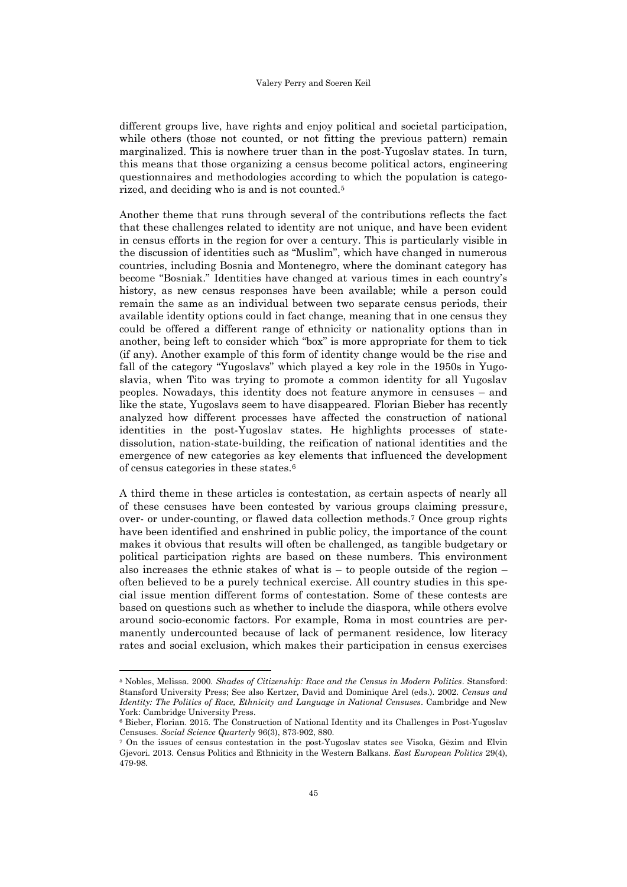different groups live, have rights and enjoy political and societal participation, while others (those not counted, or not fitting the previous pattern) remain marginalized. This is nowhere truer than in the post-Yugoslav states. In turn, this means that those organizing a census become political actors, engineering questionnaires and methodologies according to which the population is categorized, and deciding who is and is not counted.[5]

Another theme that runs through several of the contributions reflects the fact that these challenges related to identity are not unique, and have been evident in census efforts in the region for over a century. This is particularly visible in the discussion of identities such as "Muslim", which have changed in numerous countries, including Bosnia and Montenegro, where the dominant category has become "Bosniak." Identities have changed at various times in each country's history, as new census responses have been available; while a person could remain the same as an individual between two separate census periods, their available identity options could in fact change, meaning that in one census they could be offered a different range of ethnicity or nationality options than in another, being left to consider which "box" is more appropriate for them to tick (if any). Another example of this form of identity change would be the rise and fall of the category "Yugoslavs" which played a key role in the 1950s in Yugoslavia, when Tito was trying to promote a common identity for all Yugoslav peoples. Nowadays, this identity does not feature anymore in censuses – and like the state, Yugoslavs seem to have disappeared. Florian Bieber has recently analyzed how different processes have affected the construction of national identities in the post-Yugoslav states. He highlights processes of state-dissolution, nation-state-building, the reification of national identities and the emergence of new categories as key elements that influenced the development of census categories in these states.[6]

A third theme in these articles is contestation, as certain aspects of nearly all of these censuses have been contested by various groups claiming pressure, over- or under-counting, or flawed data collection methods.[7] Once group rights have been identified and enshrined in public policy, the importance of the count makes it obvious that results will often be challenged, as tangible budgetary or political participation rights are based on these numbers. This environment also increases the ethnic stakes of what is – to people outside of the region – often believed to be a purely technical exercise. All country studies in this special issue mention different forms of contestation. Some of these contests are based on questions such as whether to include the diaspora, while others evolve around socio-economic factors. For example, Roma in most countries are permanently undercounted because of lack of permanent residence, low literacy rates and social exclusion, which makes their participation in census exercises

---

[5] Nobles, Melissa. 2000. *Shades of Citizenship: Race and the Census in Modern Politics*. Stansford: Stansford University Press; See also Kertzer, David and Dominique Arel (eds.). 2002. *Census and Identity: The Politics of Race, Ethnicity and Language in National Censuses*. Cambridge and New York: Cambridge University Press.

[6] Bieber, Florian. 2015. The Construction of National Identity and its Challenges in Post-Yugoslav Censuses. *Social Science Quarterly* 96(3), 873-902, 880.

[7] On the issues of census contestation in the post-Yugoslav states see Visoka, Gëzim and Elvin Gjevori. 2013. Census Politics and Ethnicity in the Western Balkans. *East European Politics* 29(4), 479-98.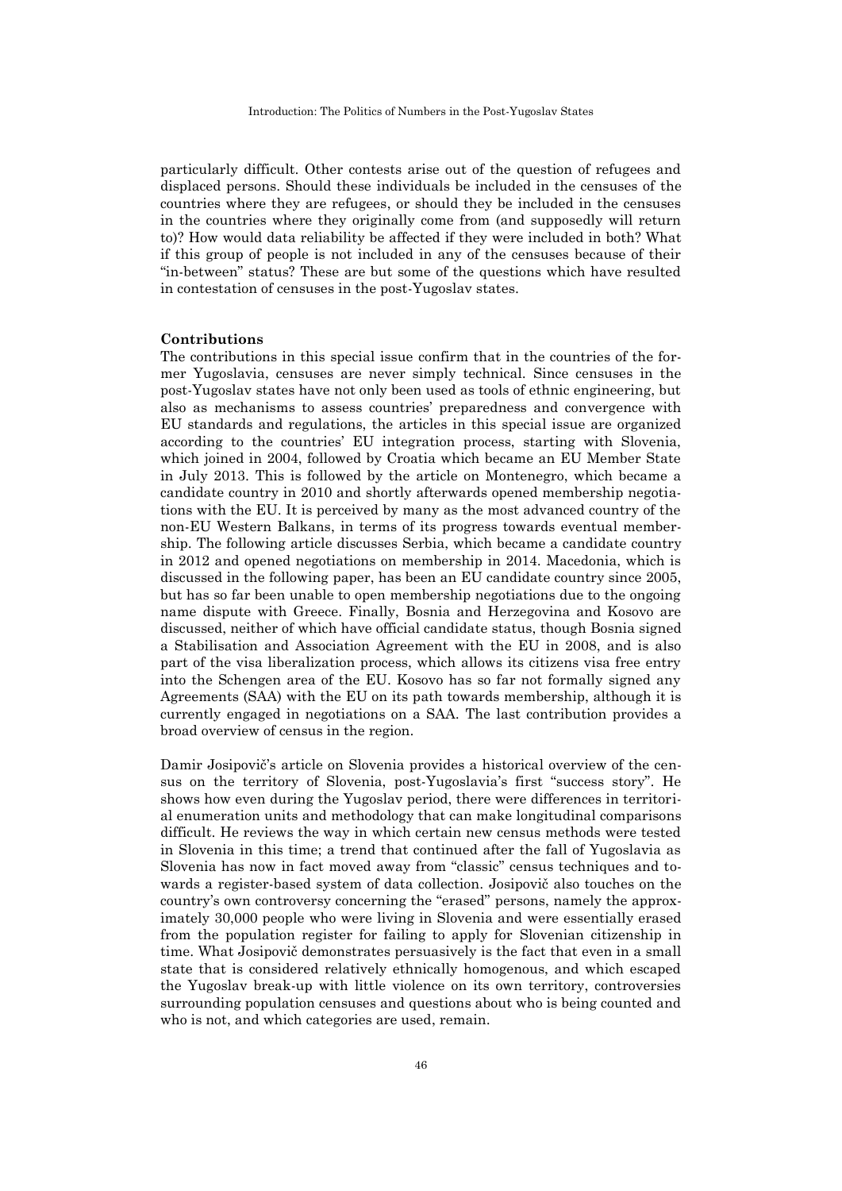particularly difficult. Other contests arise out of the question of refugees and displaced persons. Should these individuals be included in the censuses of the countries where they are refugees, or should they be included in the censuses in the countries where they originally come from (and supposedly will return to)? How would data reliability be affected if they were included in both? What if this group of people is not included in any of the censuses because of their "in-between" status? These are but some of the questions which have resulted in contestation of censuses in the post-Yugoslav states.

**Contributions**

The contributions in this special issue confirm that in the countries of the former Yugoslavia, censuses are never simply technical. Since censuses in the post-Yugoslav states have not only been used as tools of ethnic engineering, but also as mechanisms to assess countries' preparedness and convergence with EU standards and regulations, the articles in this special issue are organized according to the countries' EU integration process, starting with Slovenia, which joined in 2004, followed by Croatia which became an EU Member State in July 2013. This is followed by the article on Montenegro, which became a candidate country in 2010 and shortly afterwards opened membership negotiations with the EU. It is perceived by many as the most advanced country of the non-EU Western Balkans, in terms of its progress towards eventual membership. The following article discusses Serbia, which became a candidate country in 2012 and opened negotiations on membership in 2014. Macedonia, which is discussed in the following paper, has been an EU candidate country since 2005, but has so far been unable to open membership negotiations due to the ongoing name dispute with Greece. Finally, Bosnia and Herzegovina and Kosovo are discussed, neither of which have official candidate status, though Bosnia signed a Stabilisation and Association Agreement with the EU in 2008, and is also part of the visa liberalization process, which allows its citizens visa free entry into the Schengen area of the EU. Kosovo has so far not formally signed any Agreements (SAA) with the EU on its path towards membership, although it is currently engaged in negotiations on a SAA. The last contribution provides a broad overview of census in the region.

Damir Josipovič's article on Slovenia provides a historical overview of the census on the territory of Slovenia, post-Yugoslavia's first "success story". He shows how even during the Yugoslav period, there were differences in territorial enumeration units and methodology that can make longitudinal comparisons difficult. He reviews the way in which certain new census methods were tested in Slovenia in this time; a trend that continued after the fall of Yugoslavia as Slovenia has now in fact moved away from "classic" census techniques and towards a register-based system of data collection. Josipovič also touches on the country's own controversy concerning the "erased" persons, namely the approximately 30,000 people who were living in Slovenia and were essentially erased from the population register for failing to apply for Slovenian citizenship in time. What Josipovič demonstrates persuasively is the fact that even in a small state that is considered relatively ethnically homogenous, and which escaped the Yugoslav break-up with little violence on its own territory, controversies surrounding population censuses and questions about who is being counted and who is not, and which categories are used, remain.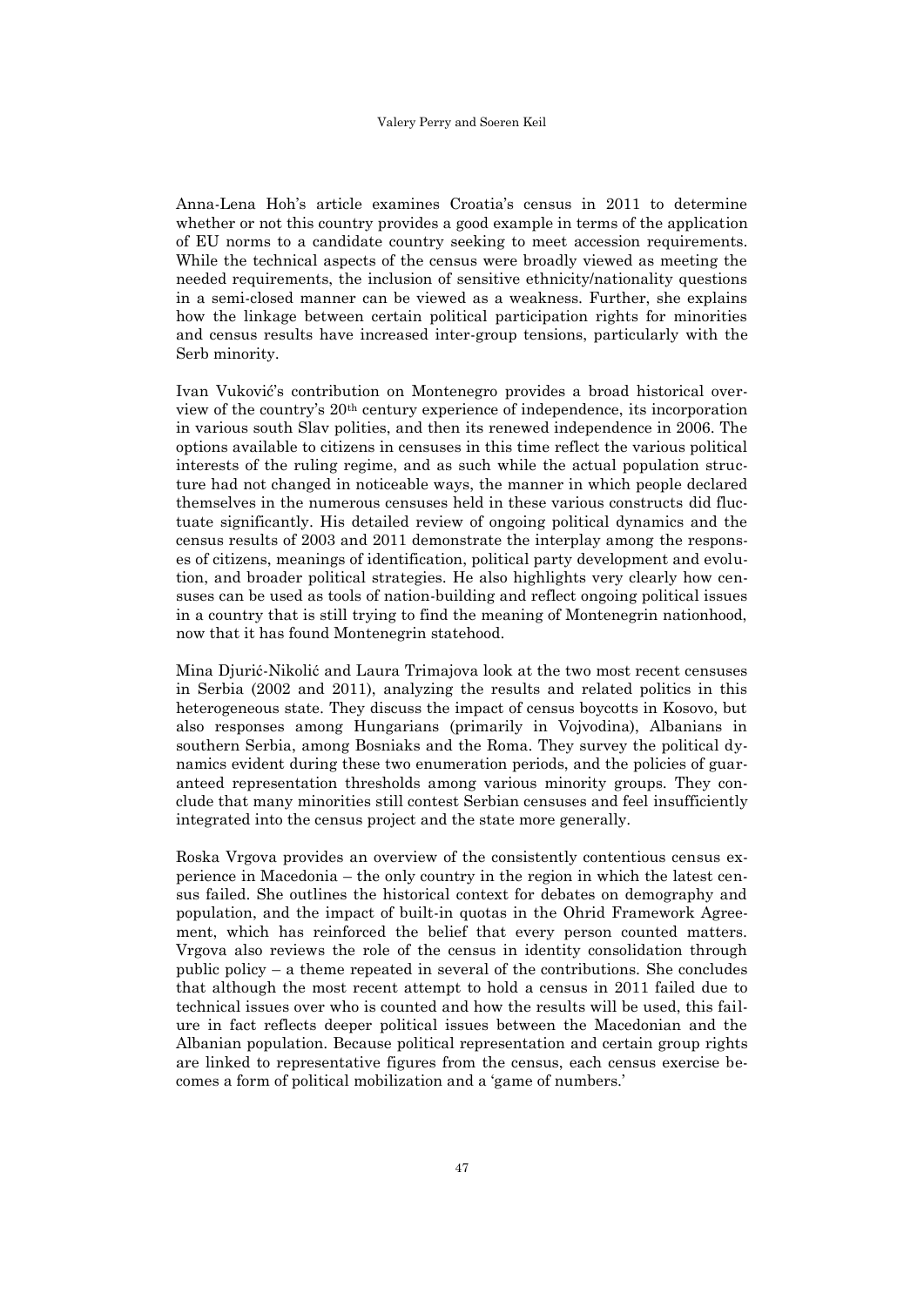Anna-Lena Hoh's article examines Croatia's census in 2011 to determine whether or not this country provides a good example in terms of the application of EU norms to a candidate country seeking to meet accession requirements. While the technical aspects of the census were broadly viewed as meeting the needed requirements, the inclusion of sensitive ethnicity/nationality questions in a semi-closed manner can be viewed as a weakness. Further, she explains how the linkage between certain political participation rights for minorities and census results have increased inter-group tensions, particularly with the Serb minority.

Ivan Vuković's contribution on Montenegro provides a broad historical overview of the country's 20th century experience of independence, its incorporation in various south Slav polities, and then its renewed independence in 2006. The options available to citizens in censuses in this time reflect the various political interests of the ruling regime, and as such while the actual population structure had not changed in noticeable ways, the manner in which people declared themselves in the numerous censuses held in these various constructs did fluctuate significantly. His detailed review of ongoing political dynamics and the census results of 2003 and 2011 demonstrate the interplay among the responses of citizens, meanings of identification, political party development and evolution, and broader political strategies. He also highlights very clearly how censuses can be used as tools of nation-building and reflect ongoing political issues in a country that is still trying to find the meaning of Montenegrin nationhood, now that it has found Montenegrin statehood.

Mina Djurić-Nikolić and Laura Trimajova look at the two most recent censuses in Serbia (2002 and 2011), analyzing the results and related politics in this heterogeneous state. They discuss the impact of census boycotts in Kosovo, but also responses among Hungarians (primarily in Vojvodina), Albanians in southern Serbia, among Bosniaks and the Roma. They survey the political dynamics evident during these two enumeration periods, and the policies of guaranteed representation thresholds among various minority groups. They conclude that many minorities still contest Serbian censuses and feel insufficiently integrated into the census project and the state more generally.

Roska Vrgova provides an overview of the consistently contentious census experience in Macedonia – the only country in the region in which the latest census failed. She outlines the historical context for debates on demography and population, and the impact of built-in quotas in the Ohrid Framework Agreement, which has reinforced the belief that every person counted matters. Vrgova also reviews the role of the census in identity consolidation through public policy – a theme repeated in several of the contributions. She concludes that although the most recent attempt to hold a census in 2011 failed due to technical issues over who is counted and how the results will be used, this failure in fact reflects deeper political issues between the Macedonian and the Albanian population. Because political representation and certain group rights are linked to representative figures from the census, each census exercise becomes a form of political mobilization and a 'game of numbers.'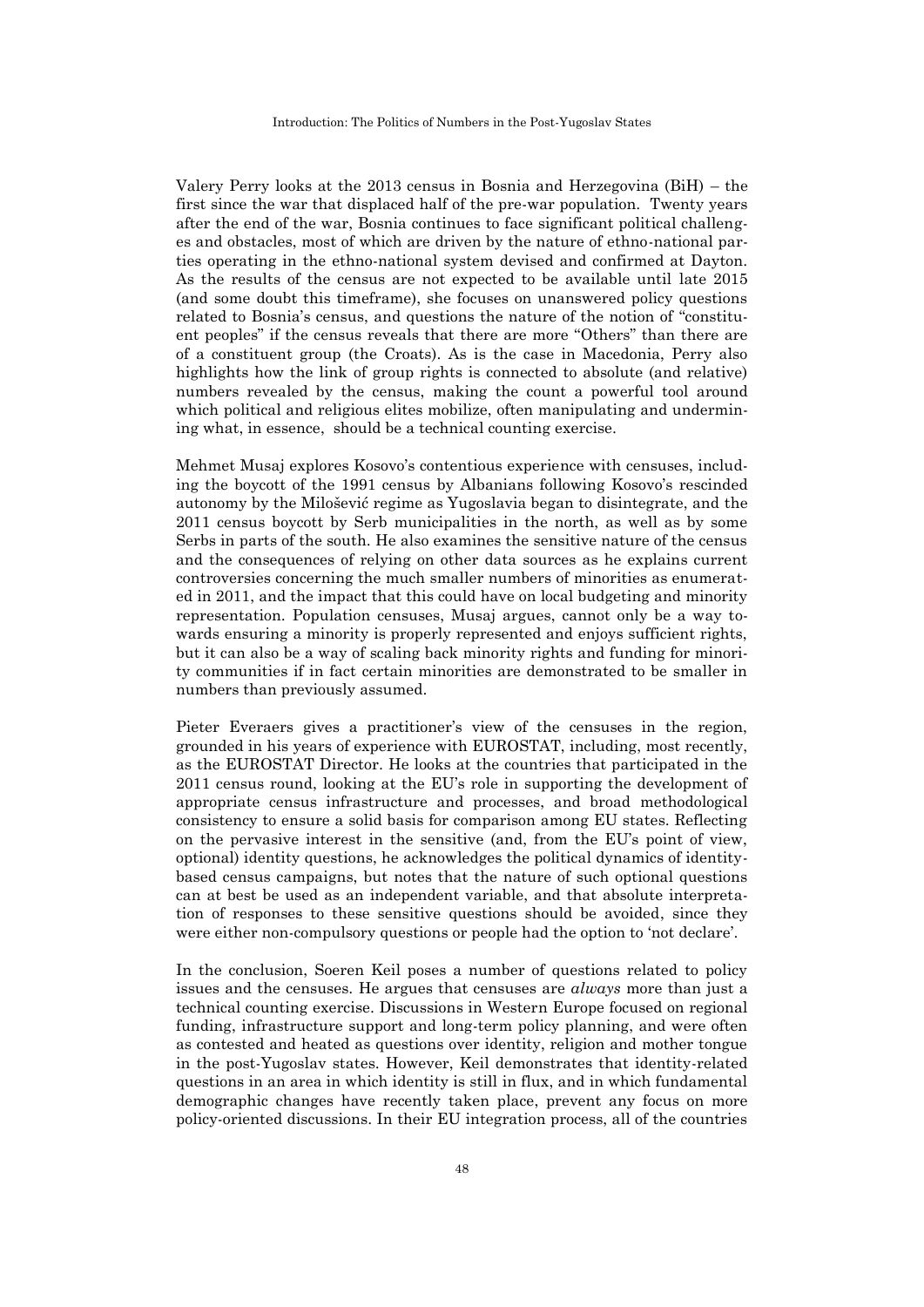Valery Perry looks at the 2013 census in Bosnia and Herzegovina (BiH) – the first since the war that displaced half of the pre-war population. Twenty years after the end of the war, Bosnia continues to face significant political challenges and obstacles, most of which are driven by the nature of ethno-national parties operating in the ethno-national system devised and confirmed at Dayton. As the results of the census are not expected to be available until late 2015 (and some doubt this timeframe), she focuses on unanswered policy questions related to Bosnia's census, and questions the nature of the notion of "constituent peoples" if the census reveals that there are more "Others" than there are of a constituent group (the Croats). As is the case in Macedonia, Perry also highlights how the link of group rights is connected to absolute (and relative) numbers revealed by the census, making the count a powerful tool around which political and religious elites mobilize, often manipulating and undermining what, in essence, should be a technical counting exercise.

Mehmet Musaj explores Kosovo's contentious experience with censuses, including the boycott of the 1991 census by Albanians following Kosovo's rescinded autonomy by the Milošević regime as Yugoslavia began to disintegrate, and the 2011 census boycott by Serb municipalities in the north, as well as by some Serbs in parts of the south. He also examines the sensitive nature of the census and the consequences of relying on other data sources as he explains current controversies concerning the much smaller numbers of minorities as enumerated in 2011, and the impact that this could have on local budgeting and minority representation. Population censuses, Musaj argues, cannot only be a way towards ensuring a minority is properly represented and enjoys sufficient rights, but it can also be a way of scaling back minority rights and funding for minority communities if in fact certain minorities are demonstrated to be smaller in numbers than previously assumed.

Pieter Everaers gives a practitioner's view of the censuses in the region, grounded in his years of experience with EUROSTAT, including, most recently, as the EUROSTAT Director. He looks at the countries that participated in the 2011 census round, looking at the EU's role in supporting the development of appropriate census infrastructure and processes, and broad methodological consistency to ensure a solid basis for comparison among EU states. Reflecting on the pervasive interest in the sensitive (and, from the EU's point of view, optional) identity questions, he acknowledges the political dynamics of identity-based census campaigns, but notes that the nature of such optional questions can at best be used as an independent variable, and that absolute interpretation of responses to these sensitive questions should be avoided, since they were either non-compulsory questions or people had the option to 'not declare'.

In the conclusion, Soeren Keil poses a number of questions related to policy issues and the censuses. He argues that censuses are *always* more than just a technical counting exercise. Discussions in Western Europe focused on regional funding, infrastructure support and long-term policy planning, and were often as contested and heated as questions over identity, religion and mother tongue in the post-Yugoslav states. However, Keil demonstrates that identity-related questions in an area in which identity is still in flux, and in which fundamental demographic changes have recently taken place, prevent any focus on more policy-oriented discussions. In their EU integration process, all of the countries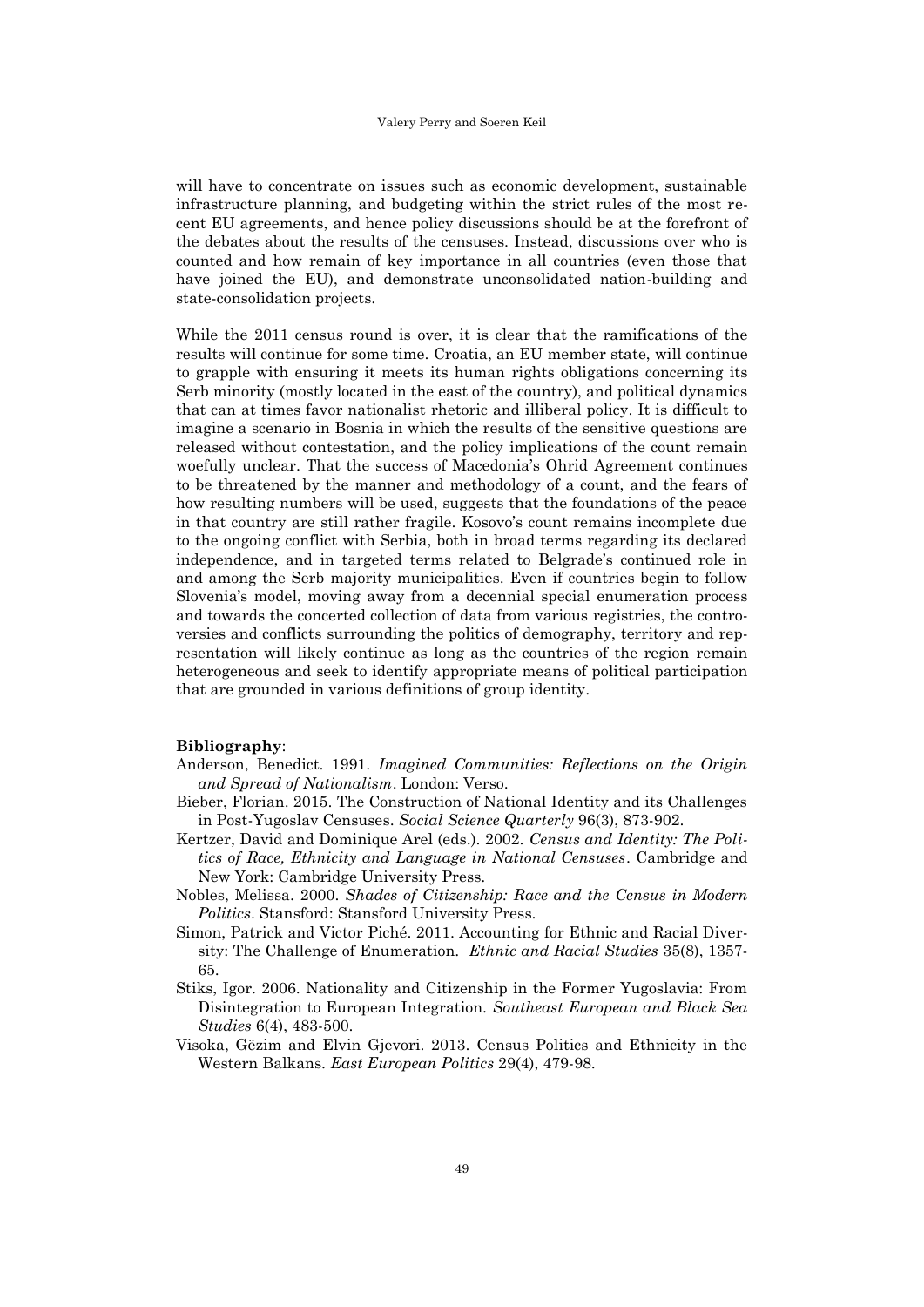will have to concentrate on issues such as economic development, sustainable infrastructure planning, and budgeting within the strict rules of the most recent EU agreements, and hence policy discussions should be at the forefront of the debates about the results of the censuses. Instead, discussions over who is counted and how remain of key importance in all countries (even those that have joined the EU), and demonstrate unconsolidated nation-building and state-consolidation projects.

While the 2011 census round is over, it is clear that the ramifications of the results will continue for some time. Croatia, an EU member state, will continue to grapple with ensuring it meets its human rights obligations concerning its Serb minority (mostly located in the east of the country), and political dynamics that can at times favor nationalist rhetoric and illiberal policy. It is difficult to imagine a scenario in Bosnia in which the results of the sensitive questions are released without contestation, and the policy implications of the count remain woefully unclear. That the success of Macedonia's Ohrid Agreement continues to be threatened by the manner and methodology of a count, and the fears of how resulting numbers will be used, suggests that the foundations of the peace in that country are still rather fragile. Kosovo's count remains incomplete due to the ongoing conflict with Serbia, both in broad terms regarding its declared independence, and in targeted terms related to Belgrade's continued role in and among the Serb majority municipalities. Even if countries begin to follow Slovenia's model, moving away from a decennial special enumeration process and towards the concerted collection of data from various registries, the controversies and conflicts surrounding the politics of demography, territory and representation will likely continue as long as the countries of the region remain heterogeneous and seek to identify appropriate means of political participation that are grounded in various definitions of group identity.

**Bibliography**:

Anderson, Benedict. 1991. *Imagined Communities: Reflections on the Origin and Spread of Nationalism*. London: Verso.

Bieber, Florian. 2015. The Construction of National Identity and its Challenges in Post-Yugoslav Censuses. *Social Science Quarterly* 96(3), 873-902.

Kertzer, David and Dominique Arel (eds.). 2002. *Census and Identity: The Politics of Race, Ethnicity and Language in National Censuses*. Cambridge and New York: Cambridge University Press.

Nobles, Melissa. 2000. *Shades of Citizenship: Race and the Census in Modern Politics*. Stansford: Stansford University Press.

Simon, Patrick and Victor Piché. 2011. Accounting for Ethnic and Racial Diversity: The Challenge of Enumeration. *Ethnic and Racial Studies* 35(8), 1357-65.

Stiks, Igor. 2006. Nationality and Citizenship in the Former Yugoslavia: From Disintegration to European Integration. *Southeast European and Black Sea Studies* 6(4), 483-500.

Visoka, Gëzim and Elvin Gjevori. 2013. Census Politics and Ethnicity in the Western Balkans. *East European Politics* 29(4), 479-98.